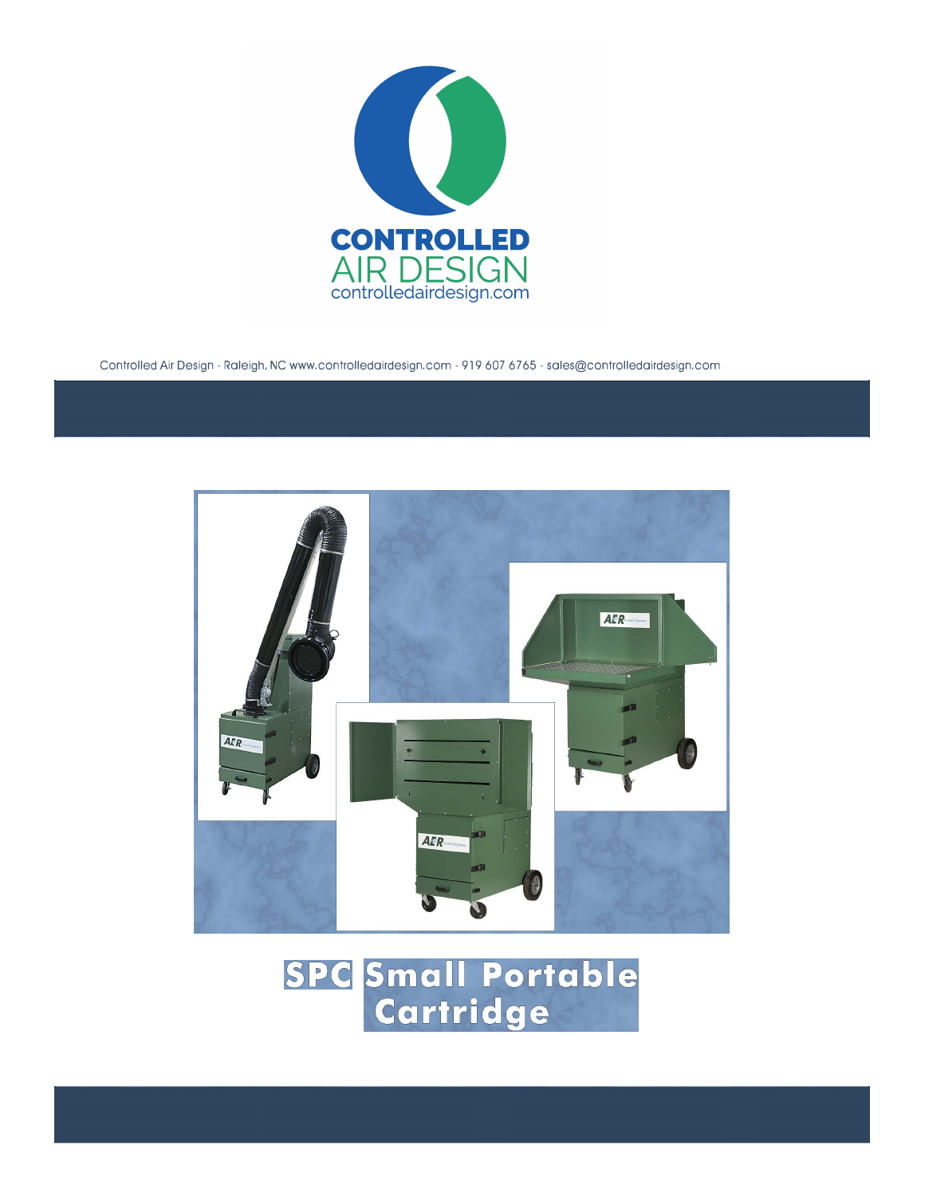CONTROLLED
AIR DESIGN
controlledairdesign.com

Controlled Air Design - Raleigh, NC www.controlledairdesign.com - 919 607 6765 - sales@controlledairdesign.com

# SPC Small Portable Cartridge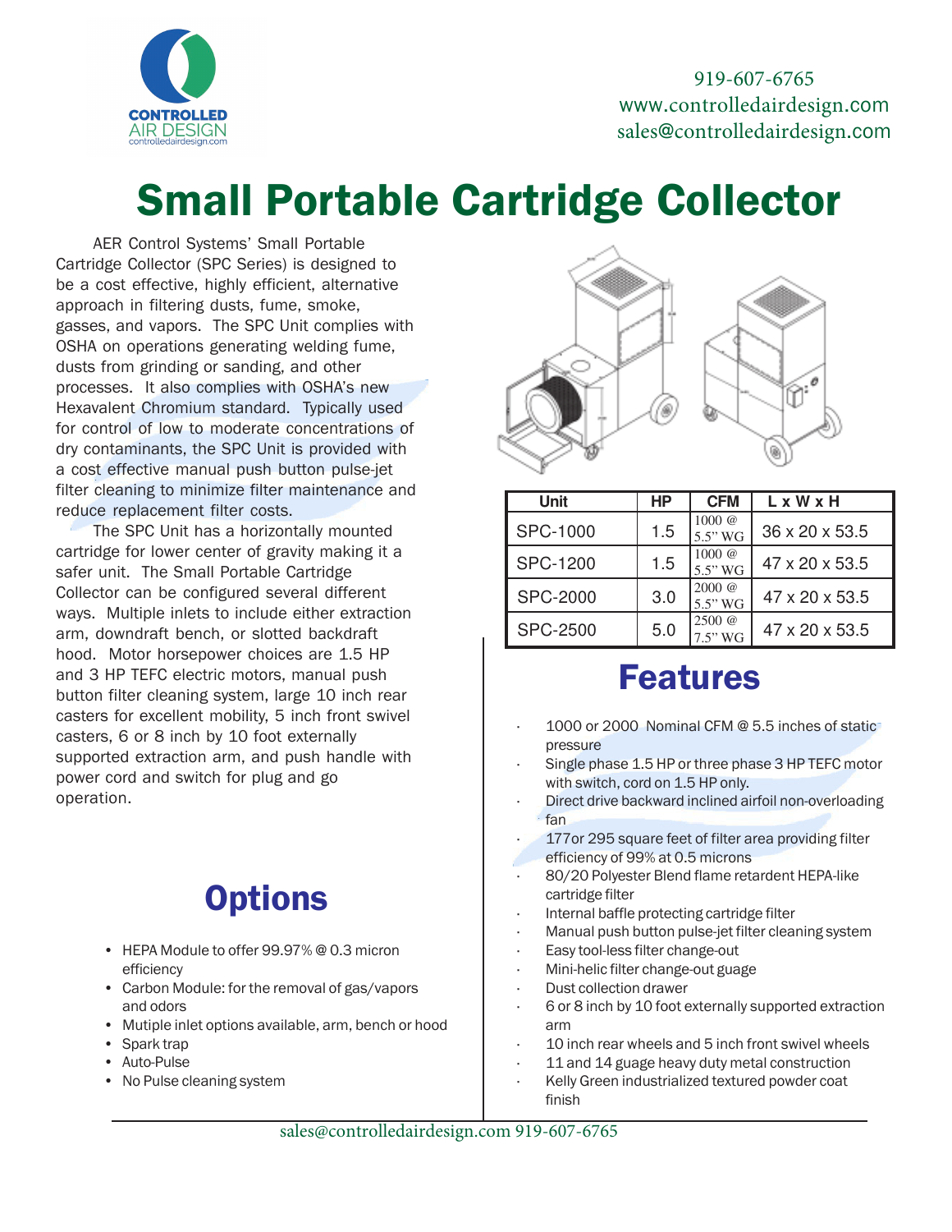CONTROLLED AIR DESIGN
controlledairdesign.com

919-607-6765
www.controlledairdesign.com
sales@controlledairdesign.com

# Small Portable Cartridge Collector

AER Control Systems' Small Portable Cartridge Collector (SPC Series) is designed to be a cost effective, highly efficient, alternative approach in filtering dusts, fume, smoke, gasses, and vapors. The SPC Unit complies with OSHA on operations generating welding fume, dusts from grinding or sanding, and other processes. It also complies with OSHA's new Hexavalent Chromium standard. Typically used for control of low to moderate concentrations of dry contaminants, the SPC Unit is provided with a cost effective manual push button pulse-jet filter cleaning to minimize filter maintenance and reduce replacement filter costs.

The SPC Unit has a horizontally mounted cartridge for lower center of gravity making it a safer unit. The Small Portable Cartridge Collector can be configured several different ways. Multiple inlets to include either extraction arm, downdraft bench, or slotted backdraft hood. Motor horsepower choices are 1.5 HP and 3 HP TEFC electric motors, manual push button filter cleaning system, large 10 inch rear casters for excellent mobility, 5 inch front swivel casters, 6 or 8 inch by 10 foot externally supported extraction arm, and push handle with power cord and switch for plug and go operation.

| Unit | HP | CFM | L x W x H |
|---|---|---|---|
| SPC-1000 | 1.5 | 1000 @ 5.5" WG | 36 x 20 x 53.5 |
| SPC-1200 | 1.5 | 1000 @ 5.5" WG | 47 x 20 x 53.5 |
| SPC-2000 | 3.0 | 2000 @ 5.5" WG | 47 x 20 x 53.5 |
| SPC-2500 | 5.0 | 2500 @ 7.5" WG | 47 x 20 x 53.5 |

## Features

- 1000 or 2000 Nominal CFM @ 5.5 inches of static pressure
- Single phase 1.5 HP or three phase 3 HP TEFC motor with switch, cord on 1.5 HP only.
- Direct drive backward inclined airfoil non-overloading fan
- 177or 295 square feet of filter area providing filter efficiency of 99% at 0.5 microns
- 80/20 Polyester Blend flame retardent HEPA-like cartridge filter
- Internal baffle protecting cartridge filter
- Manual push button pulse-jet filter cleaning system
- Easy tool-less filter change-out
- Mini-helic filter change-out guage
- Dust collection drawer
- 6 or 8 inch by 10 foot externally supported extraction arm
- 10 inch rear wheels and 5 inch front swivel wheels
- 11 and 14 guage heavy duty metal construction
- Kelly Green industrialized textured powder coat finish

## Options

- HEPA Module to offer 99.97% @ 0.3 micron efficiency
- Carbon Module: for the removal of gas/vapors and odors
- Mutiple inlet options available, arm, bench or hood
- Spark trap
- Auto-Pulse
- No Pulse cleaning system

sales@controlledairdesign.com 919-607-6765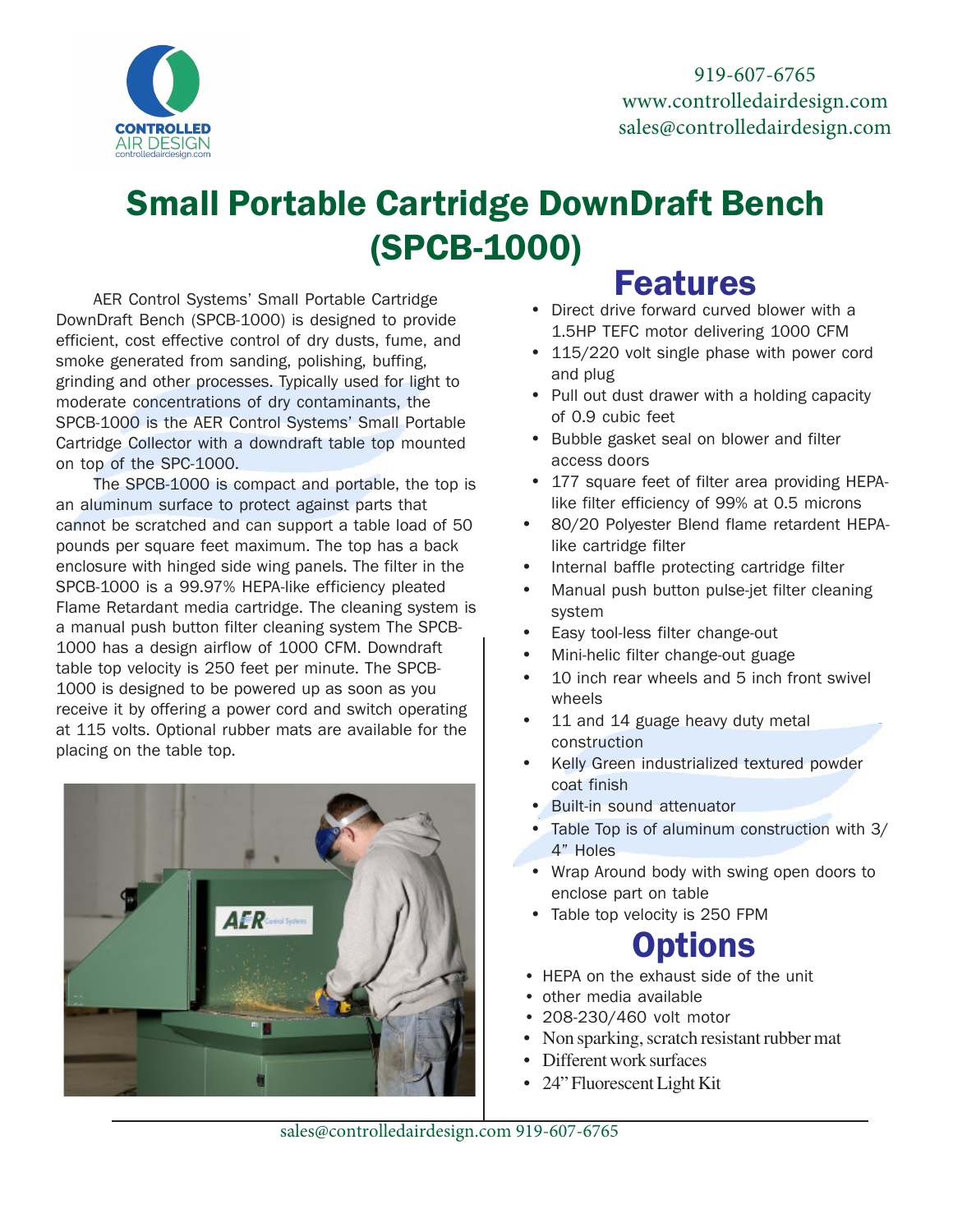919-607-6765
www.controlledairdesign.com
sales@controlledairdesign.com

# Small Portable Cartridge DownDraft Bench (SPCB-1000)

AER Control Systems' Small Portable Cartridge DownDraft Bench (SPCB-1000) is designed to provide efficient, cost effective control of dry dusts, fume, and smoke generated from sanding, polishing, buffing, grinding and other processes. Typically used for light to moderate concentrations of dry contaminants, the SPCB-1000 is the AER Control Systems' Small Portable Cartridge Collector with a downdraft table top mounted on top of the SPC-1000.

The SPCB-1000 is compact and portable, the top is an aluminum surface to protect against parts that cannot be scratched and can support a table load of 50 pounds per square feet maximum. The top has a back enclosure with hinged side wing panels. The filter in the SPCB-1000 is a 99.97% HEPA-like efficiency pleated Flame Retardant media cartridge. The cleaning system is a manual push button filter cleaning system The SPCB-1000 has a design airflow of 1000 CFM. Downdraft table top velocity is 250 feet per minute. The SPCB-1000 is designed to be powered up as soon as you receive it by offering a power cord and switch operating at 115 volts. Optional rubber mats are available for the placing on the table top.

## Features

- Direct drive forward curved blower with a 1.5HP TEFC motor delivering 1000 CFM
- 115/220 volt single phase with power cord and plug
- Pull out dust drawer with a holding capacity of 0.9 cubic feet
- Bubble gasket seal on blower and filter access doors
- 177 square feet of filter area providing HEPA-like filter efficiency of 99% at 0.5 microns
- 80/20 Polyester Blend flame retardent HEPA-like cartridge filter
- Internal baffle protecting cartridge filter
- Manual push button pulse-jet filter cleaning system
- Easy tool-less filter change-out
- Mini-helic filter change-out guage
- 10 inch rear wheels and 5 inch front swivel wheels
- 11 and 14 guage heavy duty metal construction
- Kelly Green industrialized textured powder coat finish
- Built-in sound attenuator
- Table Top is of aluminum construction with 3/4" Holes
- Wrap Around body with swing open doors to enclose part on table
- Table top velocity is 250 FPM

## Options

- HEPA on the exhaust side of the unit
- other media available
- 208-230/460 volt motor
- Non sparking, scratch resistant rubber mat
- Different work surfaces
- 24" Fluorescent Light Kit